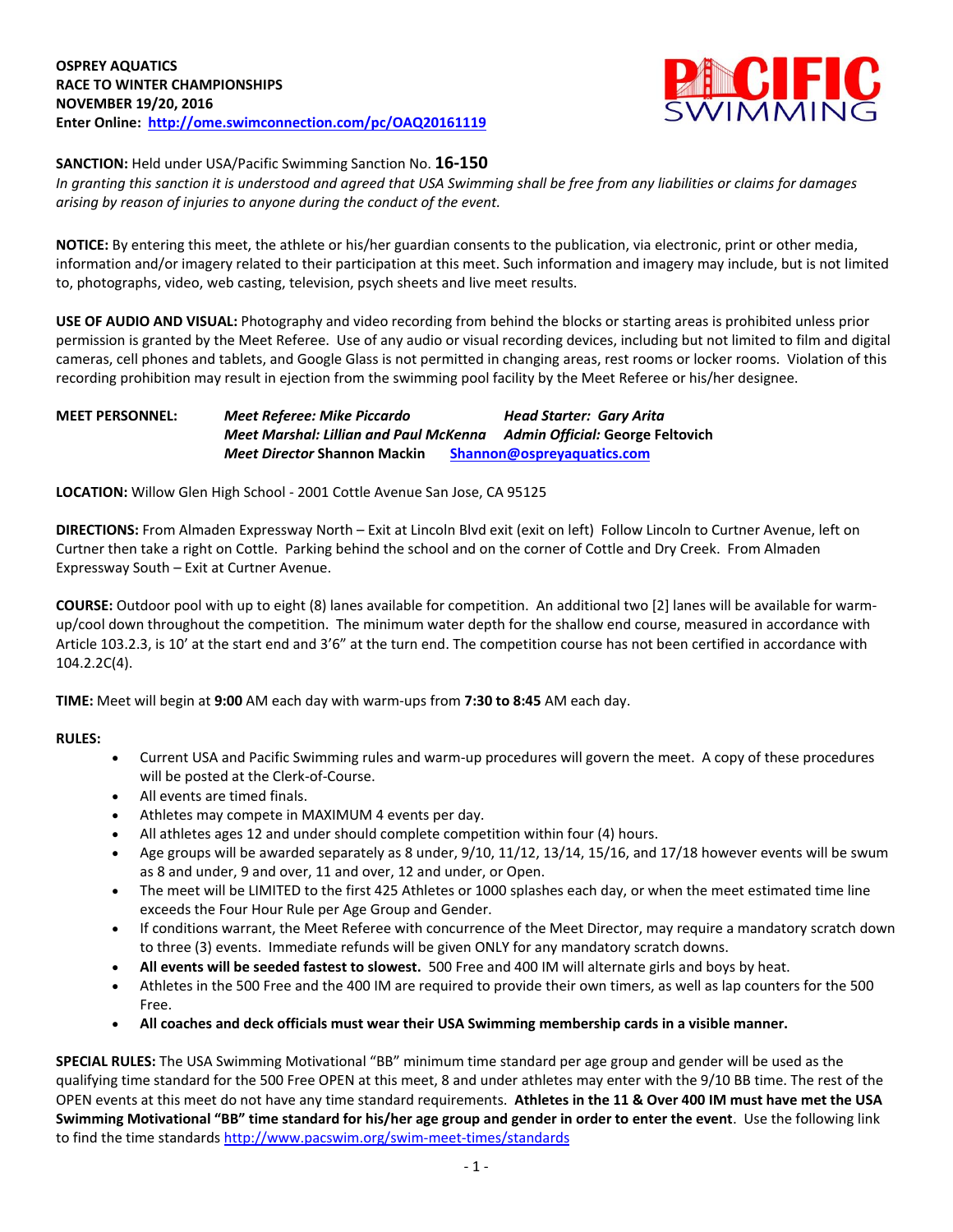**OSPREY AQUATICS**
**RACE TO WINTER CHAMPIONSHIPS**
**NOVEMBER 19/20, 2016**
**Enter Online: [http://ome.swimconnection.com/pc/OAQ20161119](http://ome.swimconnection.com/pc/OAQ20161119)**

PACIFIC SWIMMING

**SANCTION:** Held under USA/Pacific Swimming Sanction No. **16-150**
*In granting this sanction it is understood and agreed that USA Swimming shall be free from any liabilities or claims for damages arising by reason of injuries to anyone during the conduct of the event.*

**NOTICE:** By entering this meet, the athlete or his/her guardian consents to the publication, via electronic, print or other media, information and/or imagery related to their participation at this meet. Such information and imagery may include, but is not limited to, photographs, video, web casting, television, psych sheets and live meet results.

**USE OF AUDIO AND VISUAL:** Photography and video recording from behind the blocks or starting areas is prohibited unless prior permission is granted by the Meet Referee. Use of any audio or visual recording devices, including but not limited to film and digital cameras, cell phones and tablets, and Google Glass is not permitted in changing areas, rest rooms or locker rooms. Violation of this recording prohibition may result in ejection from the swimming pool facility by the Meet Referee or his/her designee.

**MEET PERSONNEL:**
*Meet Referee: Mike Piccardo* — *Head Starter: Gary Arita*
*Meet Marshal: Lillian and Paul McKenna* — *Admin Official:* George Feltovich
*Meet Director* Shannon Mackin — [Shannon@ospreyaquatics.com](mailto:Shannon@ospreyaquatics.com)

**LOCATION:** Willow Glen High School - 2001 Cottle Avenue San Jose, CA 95125

**DIRECTIONS:** From Almaden Expressway North – Exit at Lincoln Blvd exit (exit on left) Follow Lincoln to Curtner Avenue, left on Curtner then take a right on Cottle. Parking behind the school and on the corner of Cottle and Dry Creek. From Almaden Expressway South – Exit at Curtner Avenue.

**COURSE:** Outdoor pool with up to eight (8) lanes available for competition. An additional two [2] lanes will be available for warm-up/cool down throughout the competition. The minimum water depth for the shallow end course, measured in accordance with Article 103.2.3, is 10' at the start end and 3'6" at the turn end. The competition course has not been certified in accordance with 104.2.2C(4).

**TIME:** Meet will begin at **9:00** AM each day with warm-ups from **7:30 to 8:45** AM each day.

**RULES:**

- Current USA and Pacific Swimming rules and warm-up procedures will govern the meet. A copy of these procedures will be posted at the Clerk-of-Course.
- All events are timed finals.
- Athletes may compete in MAXIMUM 4 events per day.
- All athletes ages 12 and under should complete competition within four (4) hours.
- Age groups will be awarded separately as 8 under, 9/10, 11/12, 13/14, 15/16, and 17/18 however events will be swum as 8 and under, 9 and over, 11 and over, 12 and under, or Open.
- The meet will be LIMITED to the first 425 Athletes or 1000 splashes each day, or when the meet estimated time line exceeds the Four Hour Rule per Age Group and Gender.
- If conditions warrant, the Meet Referee with concurrence of the Meet Director, may require a mandatory scratch down to three (3) events. Immediate refunds will be given ONLY for any mandatory scratch downs.
- **All events will be seeded fastest to slowest.** 500 Free and 400 IM will alternate girls and boys by heat.
- Athletes in the 500 Free and the 400 IM are required to provide their own timers, as well as lap counters for the 500 Free.
- **All coaches and deck officials must wear their USA Swimming membership cards in a visible manner.**

**SPECIAL RULES:** The USA Swimming Motivational "BB" minimum time standard per age group and gender will be used as the qualifying time standard for the 500 Free OPEN at this meet, 8 and under athletes may enter with the 9/10 BB time. The rest of the OPEN events at this meet do not have any time standard requirements. **Athletes in the 11 & Over 400 IM must have met the USA Swimming Motivational "BB" time standard for his/her age group and gender in order to enter the event**. Use the following link to find the time standards [http://www.pacswim.org/swim-meet-times/standards](http://www.pacswim.org/swim-meet-times/standards)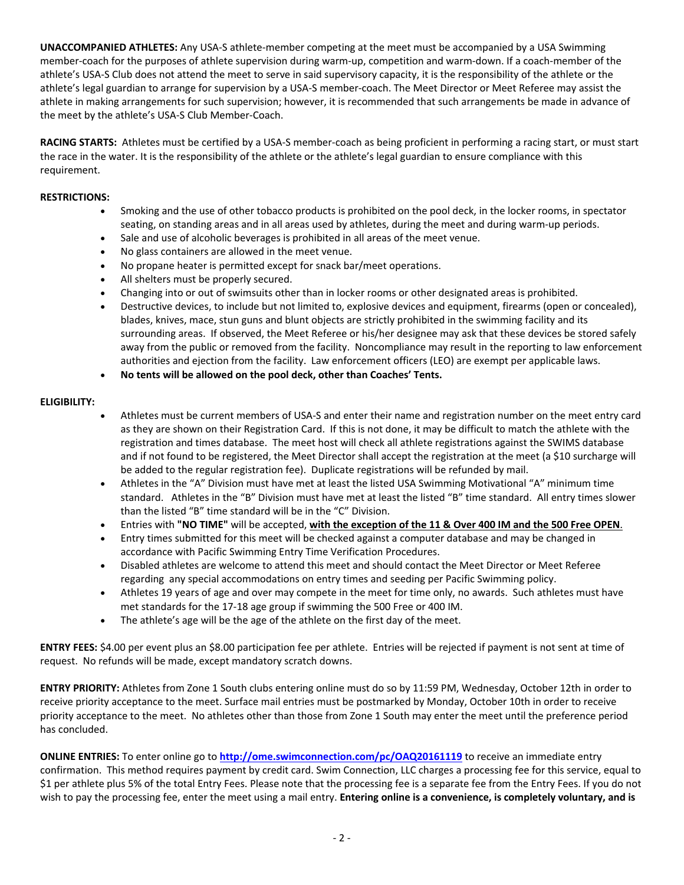**UNACCOMPANIED ATHLETES:** Any USA-S athlete-member competing at the meet must be accompanied by a USA Swimming member-coach for the purposes of athlete supervision during warm-up, competition and warm-down. If a coach-member of the athlete's USA-S Club does not attend the meet to serve in said supervisory capacity, it is the responsibility of the athlete or the athlete's legal guardian to arrange for supervision by a USA-S member-coach. The Meet Director or Meet Referee may assist the athlete in making arrangements for such supervision; however, it is recommended that such arrangements be made in advance of the meet by the athlete's USA-S Club Member-Coach.

**RACING STARTS:** Athletes must be certified by a USA-S member-coach as being proficient in performing a racing start, or must start the race in the water. It is the responsibility of the athlete or the athlete's legal guardian to ensure compliance with this requirement.

**RESTRICTIONS:**

- Smoking and the use of other tobacco products is prohibited on the pool deck, in the locker rooms, in spectator seating, on standing areas and in all areas used by athletes, during the meet and during warm-up periods.
- Sale and use of alcoholic beverages is prohibited in all areas of the meet venue.
- No glass containers are allowed in the meet venue.
- No propane heater is permitted except for snack bar/meet operations.
- All shelters must be properly secured.
- Changing into or out of swimsuits other than in locker rooms or other designated areas is prohibited.
- Destructive devices, to include but not limited to, explosive devices and equipment, firearms (open or concealed), blades, knives, mace, stun guns and blunt objects are strictly prohibited in the swimming facility and its surrounding areas. If observed, the Meet Referee or his/her designee may ask that these devices be stored safely away from the public or removed from the facility. Noncompliance may result in the reporting to law enforcement authorities and ejection from the facility. Law enforcement officers (LEO) are exempt per applicable laws.
- **No tents will be allowed on the pool deck, other than Coaches' Tents.**

**ELIGIBILITY:**

- Athletes must be current members of USA-S and enter their name and registration number on the meet entry card as they are shown on their Registration Card. If this is not done, it may be difficult to match the athlete with the registration and times database. The meet host will check all athlete registrations against the SWIMS database and if not found to be registered, the Meet Director shall accept the registration at the meet (a $10 surcharge will be added to the regular registration fee). Duplicate registrations will be refunded by mail.
- Athletes in the "A" Division must have met at least the listed USA Swimming Motivational "A" minimum time standard. Athletes in the "B" Division must have met at least the listed "B" time standard. All entry times slower than the listed "B" time standard will be in the "C" Division.
- Entries with **"NO TIME"** will be accepted, **with the exception of the 11 & Over 400 IM and the 500 Free OPEN**.
- Entry times submitted for this meet will be checked against a computer database and may be changed in accordance with Pacific Swimming Entry Time Verification Procedures.
- Disabled athletes are welcome to attend this meet and should contact the Meet Director or Meet Referee regarding any special accommodations on entry times and seeding per Pacific Swimming policy.
- Athletes 19 years of age and over may compete in the meet for time only, no awards. Such athletes must have met standards for the 17-18 age group if swimming the 500 Free or 400 IM.
- The athlete's age will be the age of the athlete on the first day of the meet.

**ENTRY FEES:** $4.00 per event plus an $8.00 participation fee per athlete. Entries will be rejected if payment is not sent at time of request. No refunds will be made, except mandatory scratch downs.

**ENTRY PRIORITY:** Athletes from Zone 1 South clubs entering online must do so by 11:59 PM, Wednesday, October 12th in order to receive priority acceptance to the meet. Surface mail entries must be postmarked by Monday, October 10th in order to receive priority acceptance to the meet. No athletes other than those from Zone 1 South may enter the meet until the preference period has concluded.

**ONLINE ENTRIES:** To enter online go to **http://ome.swimconnection.com/pc/OAQ20161119** to receive an immediate entry confirmation. This method requires payment by credit card. Swim Connection, LLC charges a processing fee for this service, equal to $1 per athlete plus 5% of the total Entry Fees. Please note that the processing fee is a separate fee from the Entry Fees. If you do not wish to pay the processing fee, enter the meet using a mail entry. **Entering online is a convenience, is completely voluntary, and is**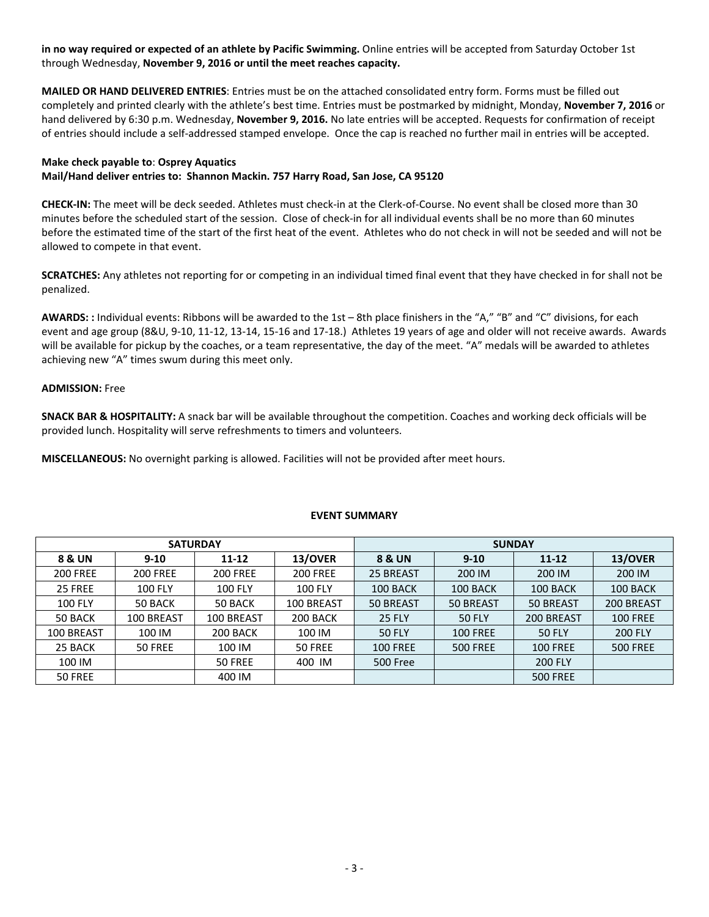**in no way required or expected of an athlete by Pacific Swimming.** Online entries will be accepted from Saturday October 1st through Wednesday, **November 9, 2016 or until the meet reaches capacity.**

**MAILED OR HAND DELIVERED ENTRIES**: Entries must be on the attached consolidated entry form. Forms must be filled out completely and printed clearly with the athlete's best time. Entries must be postmarked by midnight, Monday, **November 7, 2016** or hand delivered by 6:30 p.m. Wednesday, **November 9, 2016.** No late entries will be accepted. Requests for confirmation of receipt of entries should include a self-addressed stamped envelope. Once the cap is reached no further mail in entries will be accepted.

**Make check payable to**: **Osprey Aquatics**
**Mail/Hand deliver entries to: Shannon Mackin. 757 Harry Road, San Jose, CA 95120**

**CHECK-IN:** The meet will be deck seeded. Athletes must check-in at the Clerk-of-Course. No event shall be closed more than 30 minutes before the scheduled start of the session. Close of check-in for all individual events shall be no more than 60 minutes before the estimated time of the start of the first heat of the event. Athletes who do not check in will not be seeded and will not be allowed to compete in that event.

**SCRATCHES:** Any athletes not reporting for or competing in an individual timed final event that they have checked in for shall not be penalized.

**AWARDS: :** Individual events: Ribbons will be awarded to the 1st – 8th place finishers in the "A," "B" and "C" divisions, for each event and age group (8&U, 9-10, 11-12, 13-14, 15-16 and 17-18.) Athletes 19 years of age and older will not receive awards. Awards will be available for pickup by the coaches, or a team representative, the day of the meet. "A" medals will be awarded to athletes achieving new "A" times swum during this meet only.

**ADMISSION:** Free

**SNACK BAR & HOSPITALITY:** A snack bar will be available throughout the competition. Coaches and working deck officials will be provided lunch. Hospitality will serve refreshments to timers and volunteers.

**MISCELLANEOUS:** No overnight parking is allowed. Facilities will not be provided after meet hours.

## EVENT SUMMARY

| SATURDAY | | | | SUNDAY | | | |
|---|---|---|---|---|---|---|---|
| **8 & UN** | **9-10** | **11-12** | **13/OVER** | **8 & UN** | **9-10** | **11-12** | **13/OVER** |
| 200 FREE | 200 FREE | 200 FREE | 200 FREE | 25 BREAST | 200 IM | 200 IM | 200 IM |
| 25 FREE | 100 FLY | 100 FLY | 100 FLY | 100 BACK | 100 BACK | 100 BACK | 100 BACK |
| 100 FLY | 50 BACK | 50 BACK | 100 BREAST | 50 BREAST | 50 BREAST | 50 BREAST | 200 BREAST |
| 50 BACK | 100 BREAST | 100 BREAST | 200 BACK | 25 FLY | 50 FLY | 200 BREAST | 100 FREE |
| 100 BREAST | 100 IM | 200 BACK | 100 IM | 50 FLY | 100 FREE | 50 FLY | 200 FLY |
| 25 BACK | 50 FREE | 100 IM | 50 FREE | 100 FREE | 500 FREE | 100 FREE | 500 FREE |
| 100 IM | | 50 FREE | 400 IM | 500 Free | | 200 FLY | |
| 50 FREE | | 400 IM | | | | 500 FREE | |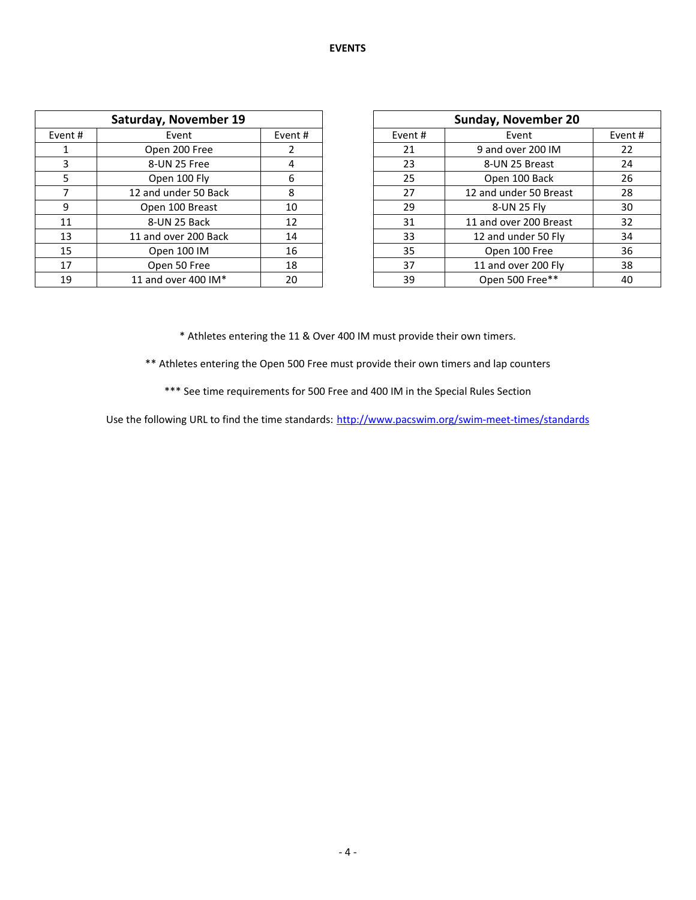**EVENTS**

| Saturday, November 19 | | |
|---|---|---|
| Event # | Event | Event # |
| 1 | Open 200 Free | 2 |
| 3 | 8-UN 25 Free | 4 |
| 5 | Open 100 Fly | 6 |
| 7 | 12 and under 50 Back | 8 |
| 9 | Open 100 Breast | 10 |
| 11 | 8-UN 25 Back | 12 |
| 13 | 11 and over 200 Back | 14 |
| 15 | Open 100 IM | 16 |
| 17 | Open 50 Free | 18 |
| 19 | 11 and over 400 IM* | 20 |

| Sunday, November 20 | | |
|---|---|---|
| Event # | Event | Event # |
| 21 | 9 and over 200 IM | 22 |
| 23 | 8-UN 25 Breast | 24 |
| 25 | Open 100 Back | 26 |
| 27 | 12 and under 50 Breast | 28 |
| 29 | 8-UN 25 Fly | 30 |
| 31 | 11 and over 200 Breast | 32 |
| 33 | 12 and under 50 Fly | 34 |
| 35 | Open 100 Free | 36 |
| 37 | 11 and over 200 Fly | 38 |
| 39 | Open 500 Free** | 40 |

* Athletes entering the 11 & Over 400 IM must provide their own timers.

** Athletes entering the Open 500 Free must provide their own timers and lap counters

*** See time requirements for 500 Free and 400 IM in the Special Rules Section

Use the following URL to find the time standards: http://www.pacswim.org/swim-meet-times/standards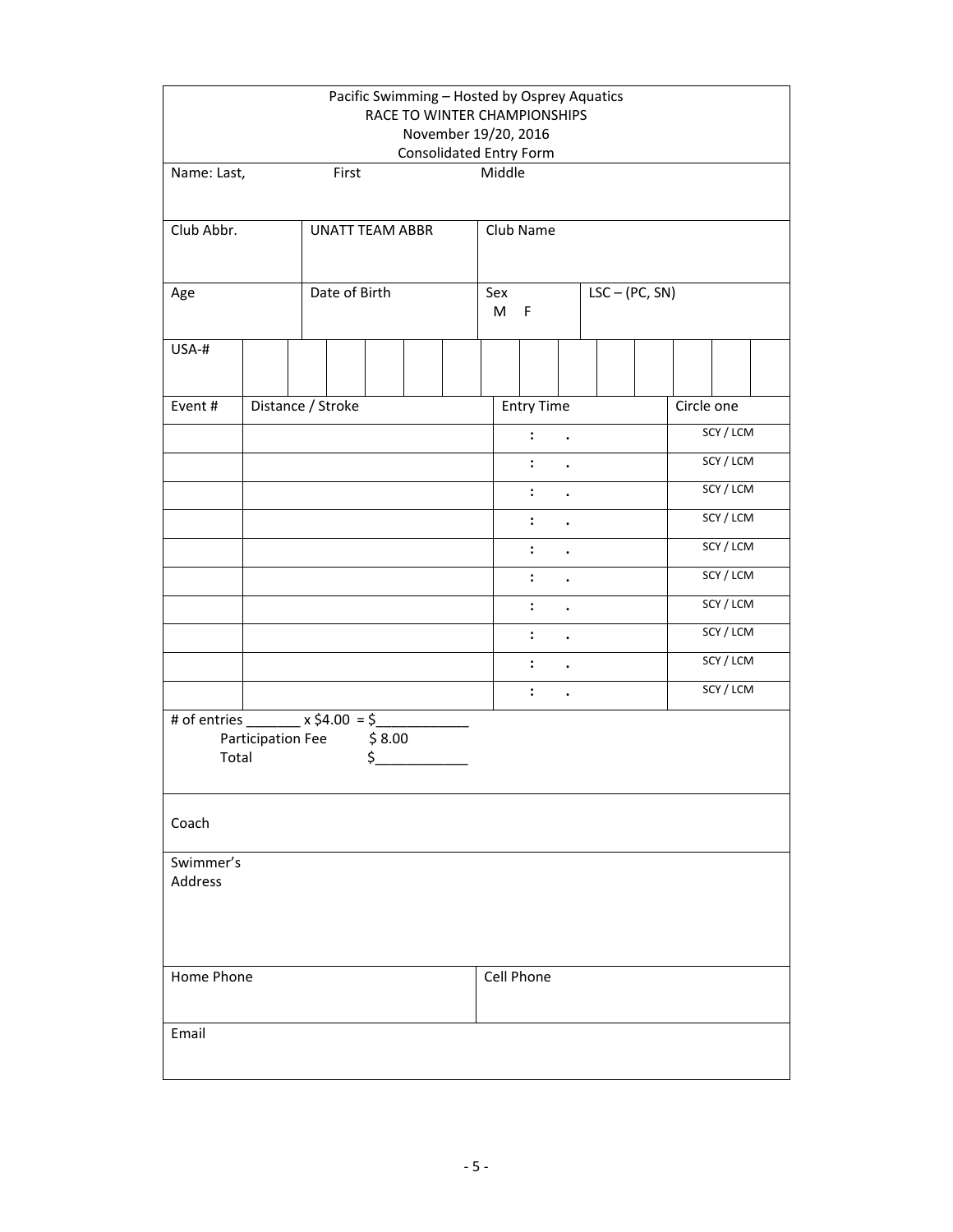Pacific Swimming – Hosted by Osprey Aquatics
RACE TO WINTER CHAMPIONSHIPS
November 19/20, 2016
Consolidated Entry Form

| Name: Last, | First | Middle | |
|---|---|---|---|
| Club Abbr. | UNATT TEAM ABBR | Club Name | |
| Age | Date of Birth | Sex M F | LSC – (PC, SN) |

| USA-# | | | | | | | | | | | | | | |
|---|---|---|---|---|---|---|---|---|---|---|---|---|---|---|

| Event # | Distance / Stroke | Entry Time | Circle one |
|---|---|---|---|
| | | : . | SCY / LCM |
| | | : . | SCY / LCM |
| | | : . | SCY / LCM |
| | | : . | SCY / LCM |
| | | : . | SCY / LCM |
| | | : . | SCY / LCM |
| | | : . | SCY / LCM |
| | | : . | SCY / LCM |
| | | : . | SCY / LCM |
| | | : . | SCY / LCM |

# of entries _______ x $4.00 = $____________
Participation Fee $ 8.00
Total $____________

| Coach | |
|---|---|
| Swimmer's Address | |
| Home Phone | Cell Phone |
| Email | |